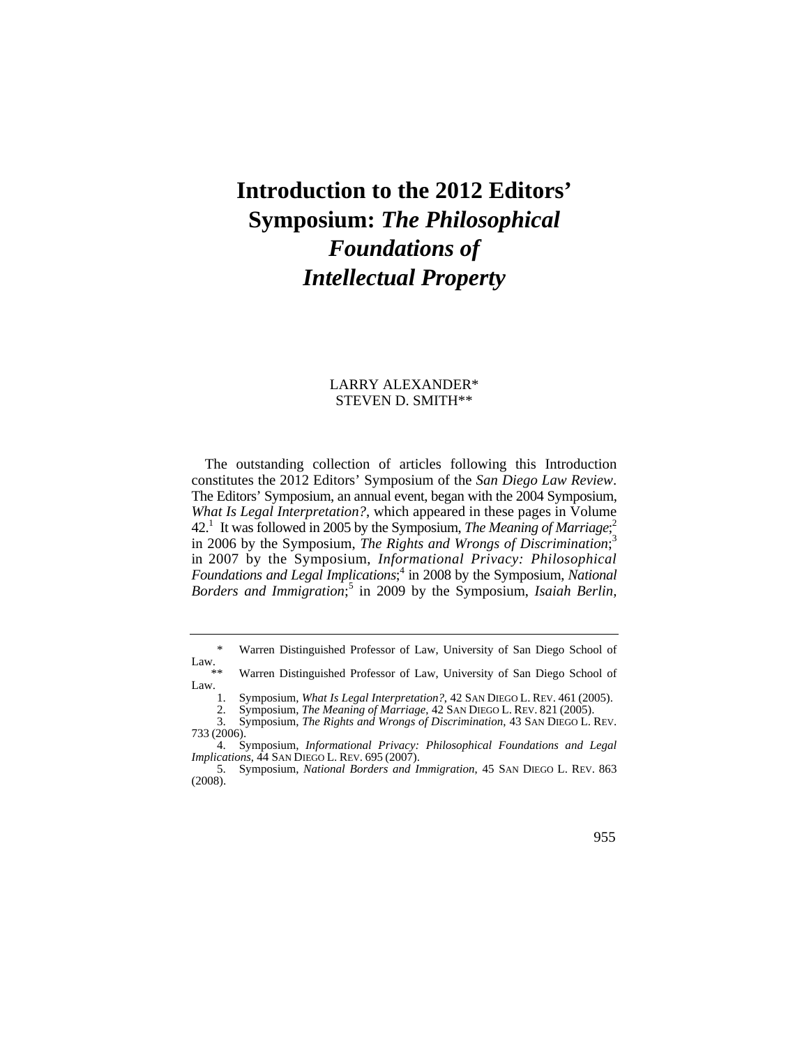# Introduction to the 2012 Editors' Symposium: *The Philosophical Foundations of Intellectual Property*

LARRY ALEXANDER*
STEVEN D. SMITH**

The outstanding collection of articles following this Introduction constitutes the 2012 Editors' Symposium of the *San Diego Law Review*. The Editors' Symposium, an annual event, began with the 2004 Symposium, *What Is Legal Interpretation?*, which appeared in these pages in Volume 42.[1] It was followed in 2005 by the Symposium, *The Meaning of Marriage*;[2] in 2006 by the Symposium, *The Rights and Wrongs of Discrimination*;[3] in 2007 by the Symposium, *Informational Privacy: Philosophical Foundations and Legal Implications*;[4] in 2008 by the Symposium, *National Borders and Immigration*;[5] in 2009 by the Symposium, *Isaiah Berlin,*

---

\* Warren Distinguished Professor of Law, University of San Diego School of Law.

\*\* Warren Distinguished Professor of Law, University of San Diego School of Law.

1. Symposium, *What Is Legal Interpretation?*, 42 SAN DIEGO L. REV. 461 (2005).
2. Symposium, *The Meaning of Marriage*, 42 SAN DIEGO L. REV. 821 (2005).
3. Symposium, *The Rights and Wrongs of Discrimination*, 43 SAN DIEGO L. REV. 733 (2006).
4. Symposium, *Informational Privacy: Philosophical Foundations and Legal Implications*, 44 SAN DIEGO L. REV. 695 (2007).
5. Symposium, *National Borders and Immigration*, 45 SAN DIEGO L. REV. 863 (2008).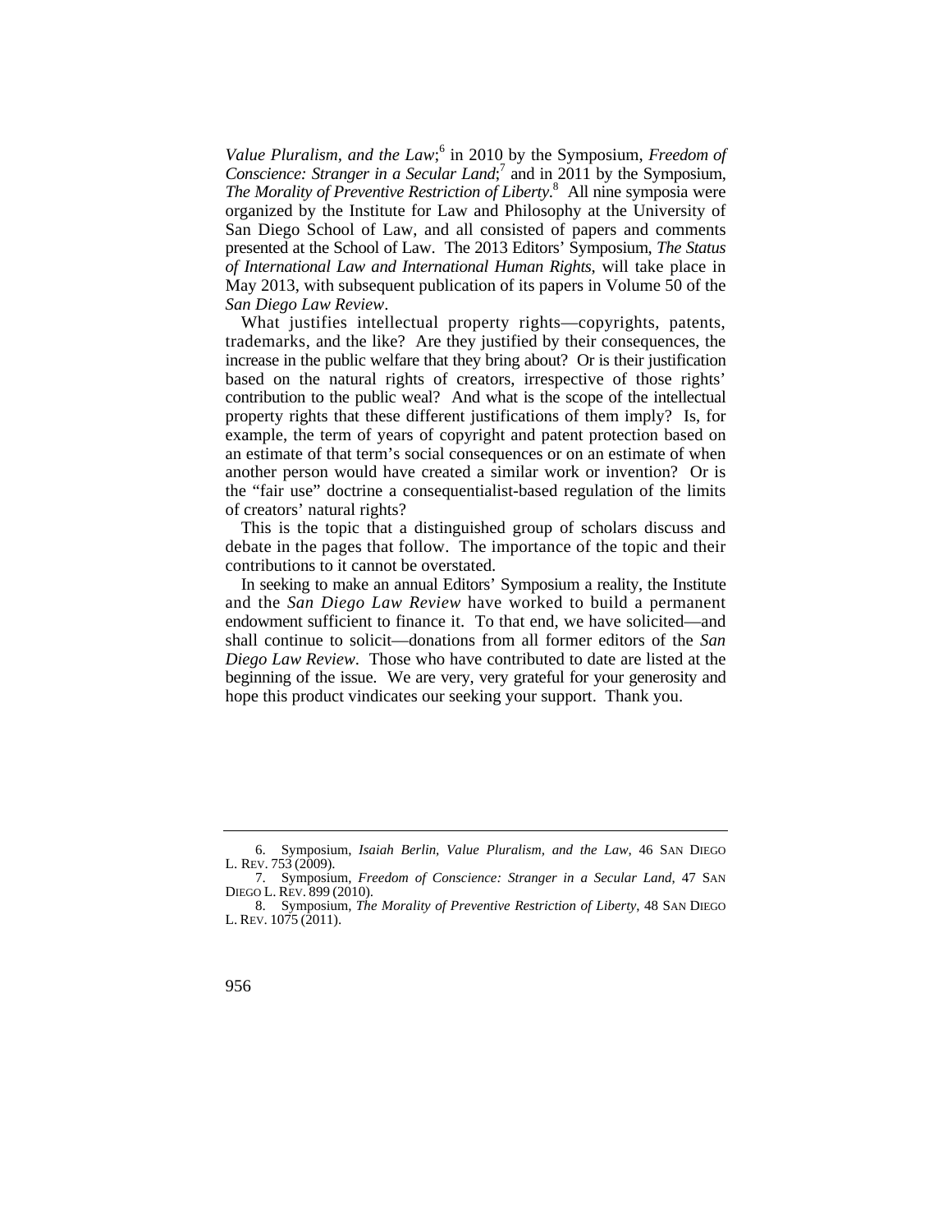*Value Pluralism, and the Law*;[6] in 2010 by the Symposium, *Freedom of Conscience: Stranger in a Secular Land*;[7] and in 2011 by the Symposium, *The Morality of Preventive Restriction of Liberty*.[8] All nine symposia were organized by the Institute for Law and Philosophy at the University of San Diego School of Law, and all consisted of papers and comments presented at the School of Law. The 2013 Editors' Symposium, *The Status of International Law and International Human Rights*, will take place in May 2013, with subsequent publication of its papers in Volume 50 of the *San Diego Law Review*.

What justifies intellectual property rights—copyrights, patents, trademarks, and the like? Are they justified by their consequences, the increase in the public welfare that they bring about? Or is their justification based on the natural rights of creators, irrespective of those rights' contribution to the public weal? And what is the scope of the intellectual property rights that these different justifications of them imply? Is, for example, the term of years of copyright and patent protection based on an estimate of that term's social consequences or on an estimate of when another person would have created a similar work or invention? Or is the "fair use" doctrine a consequentialist-based regulation of the limits of creators' natural rights?

This is the topic that a distinguished group of scholars discuss and debate in the pages that follow. The importance of the topic and their contributions to it cannot be overstated.

In seeking to make an annual Editors' Symposium a reality, the Institute and the *San Diego Law Review* have worked to build a permanent endowment sufficient to finance it. To that end, we have solicited—and shall continue to solicit—donations from all former editors of the *San Diego Law Review*. Those who have contributed to date are listed at the beginning of the issue. We are very, very grateful for your generosity and hope this product vindicates our seeking your support. Thank you.

---

6. Symposium, *Isaiah Berlin, Value Pluralism, and the Law*, 46 SAN DIEGO L. REV. 753 (2009).

7. Symposium, *Freedom of Conscience: Stranger in a Secular Land*, 47 SAN DIEGO L. REV. 899 (2010).

8. Symposium, *The Morality of Preventive Restriction of Liberty*, 48 SAN DIEGO L. REV. 1075 (2011).